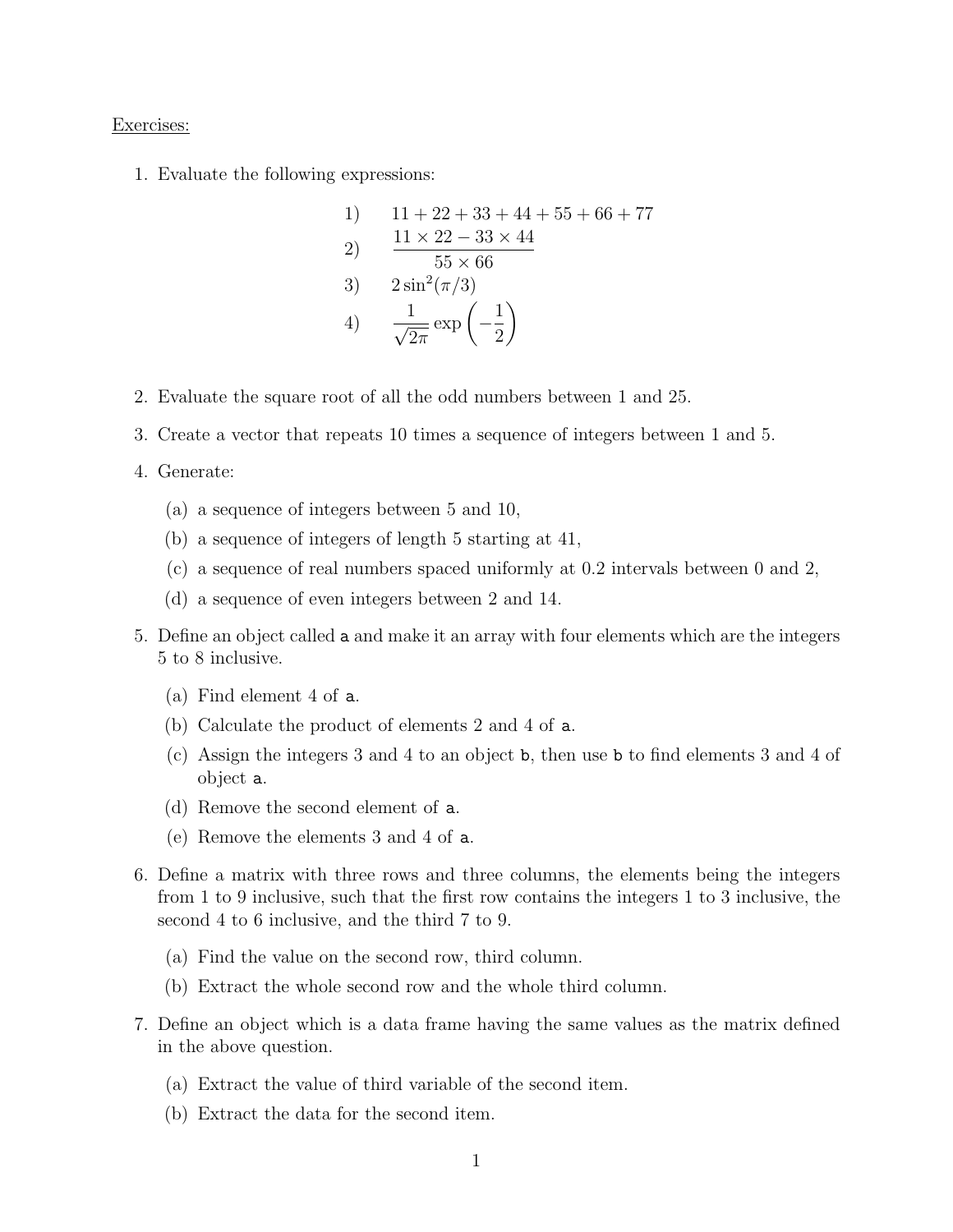Exercises:

1. Evaluate the following expressions:

$$
\begin{array}{ll}
1) & 11 + 22 + 33 + 44 + 55 + 66 + 77 \\
2) & \dfrac{11 \times 22 - 33 \times 44}{55 \times 66} \\
3) & 2\sin^2(\pi/3) \\
4) & \dfrac{1}{\sqrt{2\pi}} \exp\left(-\dfrac{1}{2}\right)
\end{array}
$$

2. Evaluate the square root of all the odd numbers between 1 and 25.

3. Create a vector that repeats 10 times a sequence of integers between 1 and 5.

4. Generate:

   (a) a sequence of integers between 5 and 10,

   (b) a sequence of integers of length 5 starting at 41,

   (c) a sequence of real numbers spaced uniformly at 0.2 intervals between 0 and 2,

   (d) a sequence of even integers between 2 and 14.

5. Define an object called `a` and make it an array with four elements which are the integers 5 to 8 inclusive.

   (a) Find element 4 of `a`.

   (b) Calculate the product of elements 2 and 4 of `a`.

   (c) Assign the integers 3 and 4 to an object `b`, then use `b` to find elements 3 and 4 of object `a`.

   (d) Remove the second element of `a`.

   (e) Remove the elements 3 and 4 of `a`.

6. Define a matrix with three rows and three columns, the elements being the integers from 1 to 9 inclusive, such that the first row contains the integers 1 to 3 inclusive, the second 4 to 6 inclusive, and the third 7 to 9.

   (a) Find the value on the second row, third column.

   (b) Extract the whole second row and the whole third column.

7. Define an object which is a data frame having the same values as the matrix defined in the above question.

   (a) Extract the value of third variable of the second item.

   (b) Extract the data for the second item.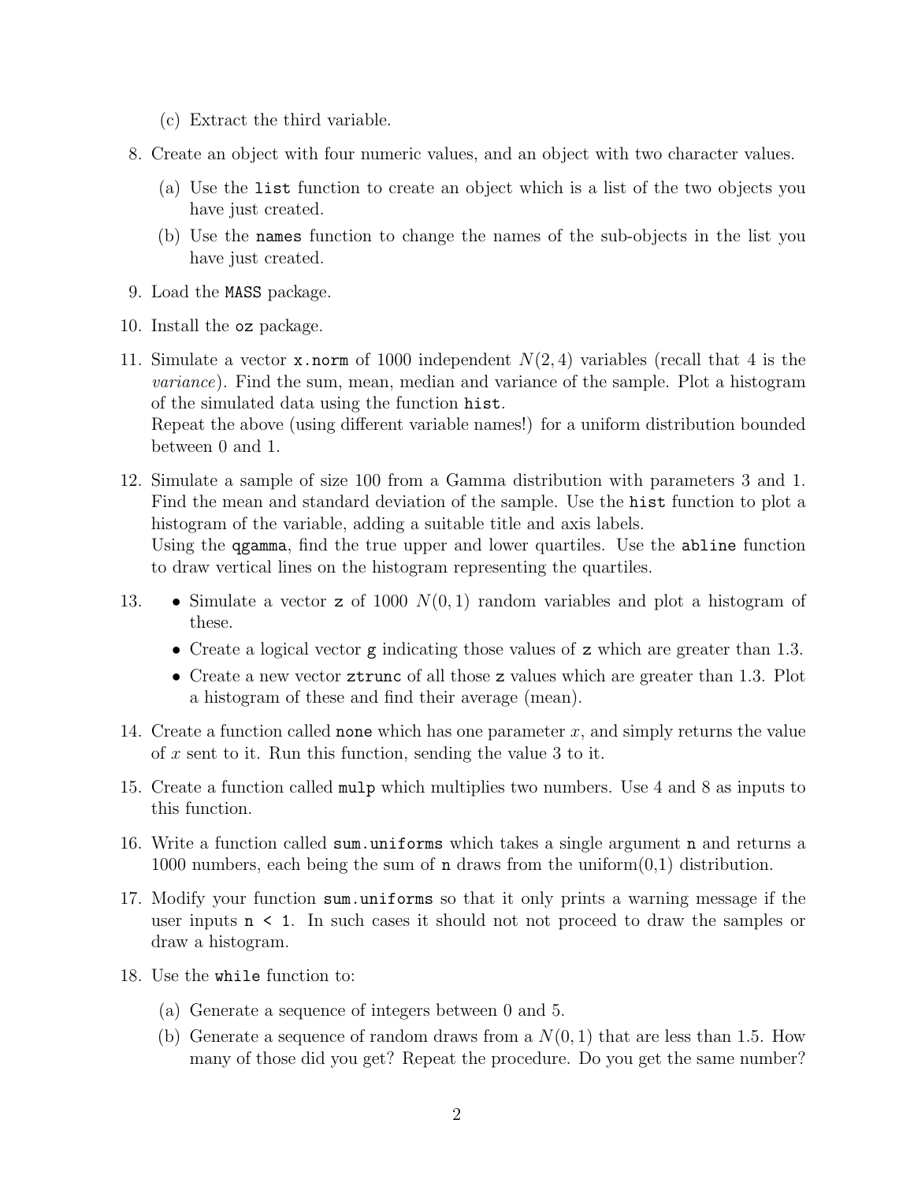(c) Extract the third variable.

8. Create an object with four numeric values, and an object with two character values.
   (a) Use the `list` function to create an object which is a list of the two objects you have just created.
   (b) Use the `names` function to change the names of the sub-objects in the list you have just created.
9. Load the `MASS` package.
10. Install the `oz` package.
11. Simulate a vector `x.norm` of 1000 independent $N(2, 4)$ variables (recall that 4 is the *variance*). Find the sum, mean, median and variance of the sample. Plot a histogram of the simulated data using the function `hist`.
    Repeat the above (using different variable names!) for a uniform distribution bounded between 0 and 1.
12. Simulate a sample of size 100 from a Gamma distribution with parameters 3 and 1. Find the mean and standard deviation of the sample. Use the `hist` function to plot a histogram of the variable, adding a suitable title and axis labels.
    Using the `qgamma`, find the true upper and lower quartiles. Use the `abline` function to draw vertical lines on the histogram representing the quartiles.
13. 
    - Simulate a vector `z` of 1000 $N(0, 1)$ random variables and plot a histogram of these.
    - Create a logical vector `g` indicating those values of `z` which are greater than 1.3.
    - Create a new vector `ztrunc` of all those `z` values which are greater than 1.3. Plot a histogram of these and find their average (mean).
14. Create a function called `none` which has one parameter $x$, and simply returns the value of $x$ sent to it. Run this function, sending the value 3 to it.
15. Create a function called `mulp` which multiplies two numbers. Use 4 and 8 as inputs to this function.
16. Write a function called `sum.uniforms` which takes a single argument `n` and returns a 1000 numbers, each being the sum of `n` draws from the uniform(0,1) distribution.
17. Modify your function `sum.uniforms` so that it only prints a warning message if the user inputs `n < 1`. In such cases it should not not proceed to draw the samples or draw a histogram.
18. Use the `while` function to:
    (a) Generate a sequence of integers between 0 and 5.
    (b) Generate a sequence of random draws from a $N(0, 1)$ that are less than 1.5. How many of those did you get? Repeat the procedure. Do you get the same number?